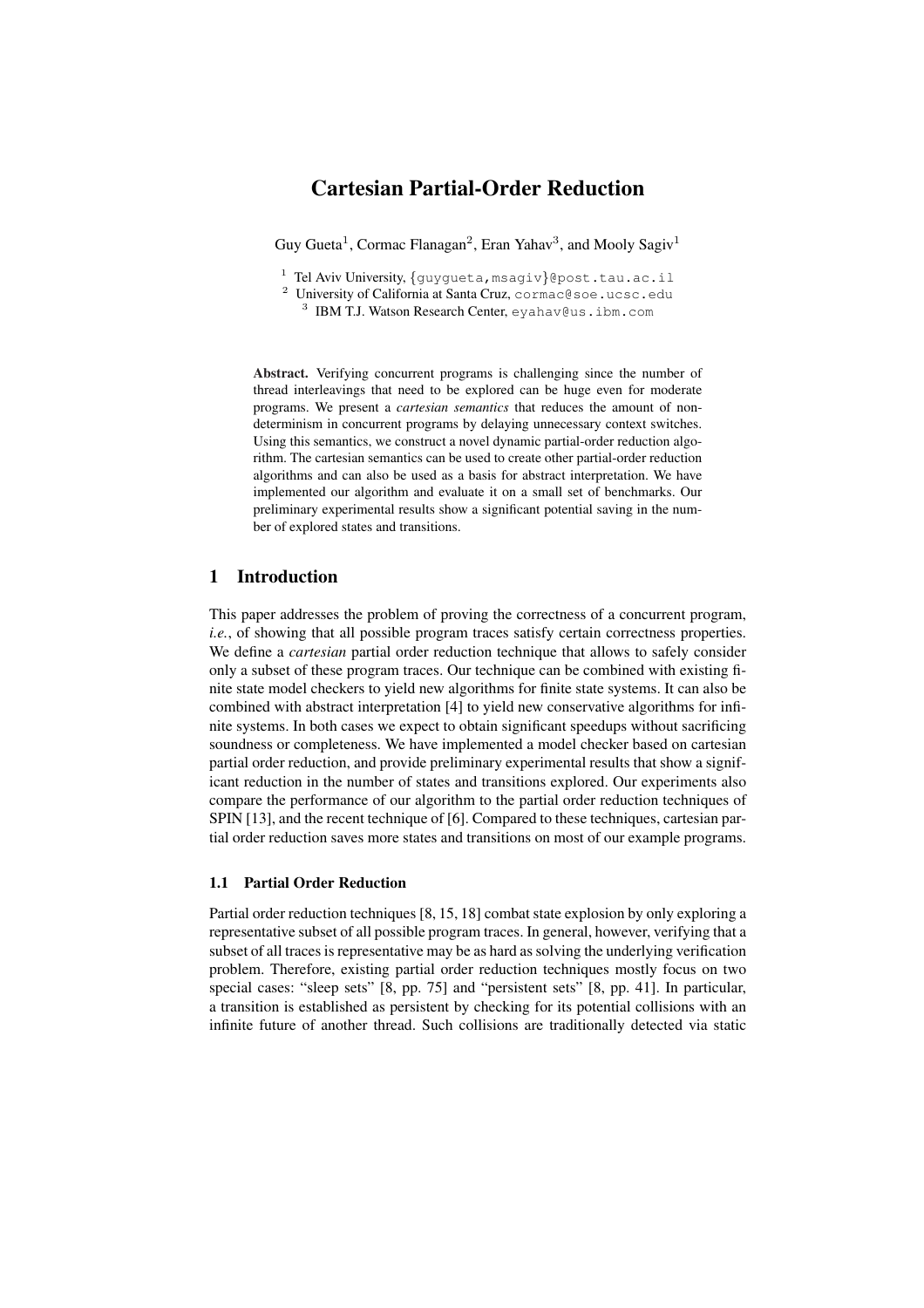# Cartesian Partial-Order Reduction

Guy Gueta[1], Cormac Flanagan[2], Eran Yahav[3], and Mooly Sagiv[1]

[1] Tel Aviv University, {guygueta,msagiv}@post.tau.ac.il
[2] University of California at Santa Cruz, cormac@soe.ucsc.edu
[3] IBM T.J. Watson Research Center, eyahav@us.ibm.com

**Abstract.** Verifying concurrent programs is challenging since the number of thread interleavings that need to be explored can be huge even for moderate programs. We present a *cartesian semantics* that reduces the amount of non-determinism in concurrent programs by delaying unnecessary context switches. Using this semantics, we construct a novel dynamic partial-order reduction algorithm. The cartesian semantics can be used to create other partial-order reduction algorithms and can also be used as a basis for abstract interpretation. We have implemented our algorithm and evaluate it on a small set of benchmarks. Our preliminary experimental results show a significant potential saving in the number of explored states and transitions.

## 1 Introduction

This paper addresses the problem of proving the correctness of a concurrent program, *i.e.*, of showing that all possible program traces satisfy certain correctness properties. We define a *cartesian* partial order reduction technique that allows to safely consider only a subset of these program traces. Our technique can be combined with existing finite state model checkers to yield new algorithms for finite state systems. It can also be combined with abstract interpretation [4] to yield new conservative algorithms for infinite systems. In both cases we expect to obtain significant speedups without sacrificing soundness or completeness. We have implemented a model checker based on cartesian partial order reduction, and provide preliminary experimental results that show a significant reduction in the number of states and transitions explored. Our experiments also compare the performance of our algorithm to the partial order reduction techniques of SPIN [13], and the recent technique of [6]. Compared to these techniques, cartesian partial order reduction saves more states and transitions on most of our example programs.

### 1.1 Partial Order Reduction

Partial order reduction techniques [8, 15, 18] combat state explosion by only exploring a representative subset of all possible program traces. In general, however, verifying that a subset of all traces is representative may be as hard as solving the underlying verification problem. Therefore, existing partial order reduction techniques mostly focus on two special cases: "sleep sets" [8, pp. 75] and "persistent sets" [8, pp. 41]. In particular, a transition is established as persistent by checking for its potential collisions with an infinite future of another thread. Such collisions are traditionally detected via static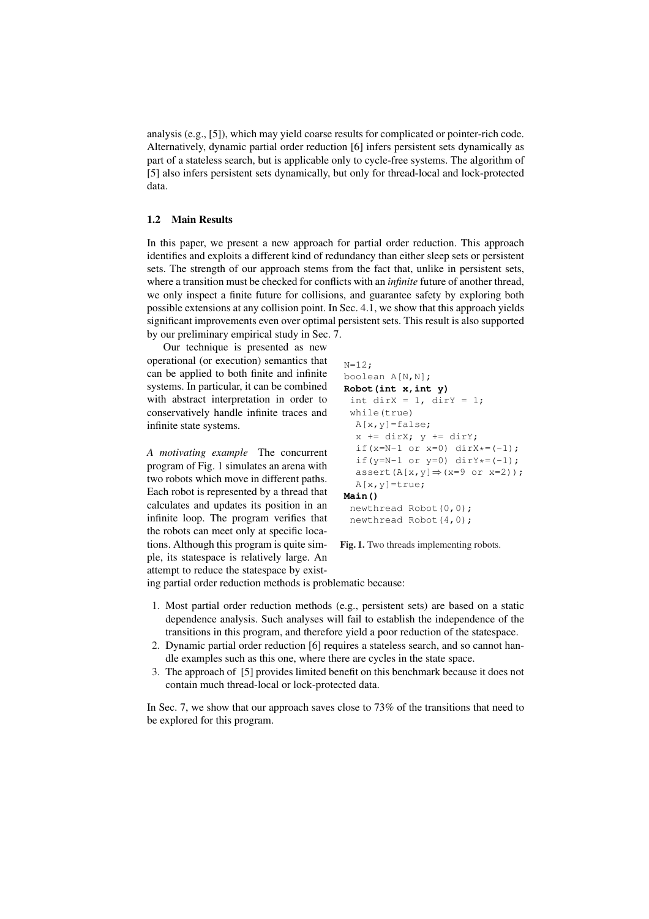analysis (e.g., [5]), which may yield coarse results for complicated or pointer-rich code. Alternatively, dynamic partial order reduction [6] infers persistent sets dynamically as part of a stateless search, but is applicable only to cycle-free systems. The algorithm of [5] also infers persistent sets dynamically, but only for thread-local and lock-protected data.

### 1.2 Main Results

In this paper, we present a new approach for partial order reduction. This approach identifies and exploits a different kind of redundancy than either sleep sets or persistent sets. The strength of our approach stems from the fact that, unlike in persistent sets, where a transition must be checked for conflicts with an *infinite* future of another thread, we only inspect a finite future for collisions, and guarantee safety by exploring both possible extensions at any collision point. In Sec. 4.1, we show that this approach yields significant improvements even over optimal persistent sets. This result is also supported by our preliminary empirical study in Sec. 7.

Our technique is presented as new operational (or execution) semantics that can be applied to both finite and infinite systems. In particular, it can be combined with abstract interpretation in order to conservatively handle infinite traces and infinite state systems.

*A motivating example* The concurrent program of Fig. 1 simulates an arena with two robots which move in different paths. Each robot is represented by a thread that calculates and updates its position in an infinite loop. The program verifies that the robots can meet only at specific locations. Although this program is quite simple, its statespace is relatively large. An attempt to reduce the statespace by existing partial order reduction methods is problematic because:

```
N=12;
boolean A[N,N];
Robot(int x,int y)
 int dirX = 1, dirY = 1;
 while(true)
  A[x,y]=false;
  x += dirX; y += dirY;
  if(x=N-1 or x=0) dirX*=(-1);
  if(y=N-1 or y=0) dirY*=(-1);
  assert(A[x,y]⇒(x=9 or x=2));
  A[x,y]=true;
Main()
 newthread Robot(0,0);
 newthread Robot(4,0);
```

**Fig. 1.** Two threads implementing robots.

1. Most partial order reduction methods (e.g., persistent sets) are based on a static dependence analysis. Such analyses will fail to establish the independence of the transitions in this program, and therefore yield a poor reduction of the statespace.
2. Dynamic partial order reduction [6] requires a stateless search, and so cannot handle examples such as this one, where there are cycles in the state space.
3. The approach of [5] provides limited benefit on this benchmark because it does not contain much thread-local or lock-protected data.

In Sec. 7, we show that our approach saves close to 73% of the transitions that need to be explored for this program.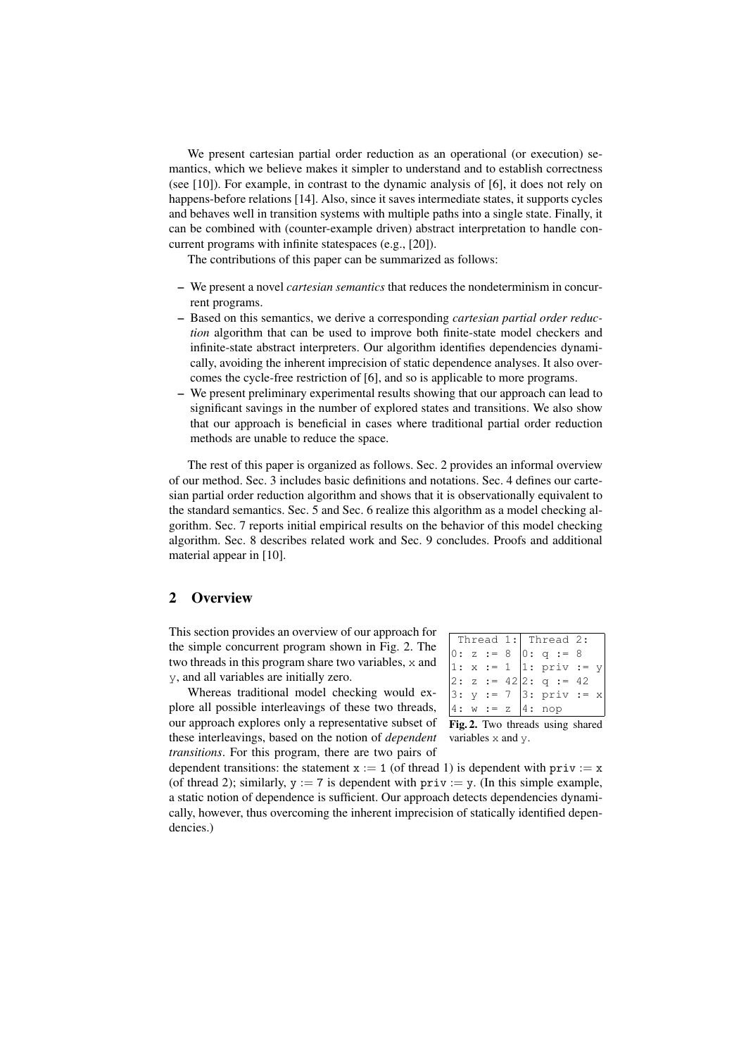We present cartesian partial order reduction as an operational (or execution) semantics, which we believe makes it simpler to understand and to establish correctness (see [10]). For example, in contrast to the dynamic analysis of [6], it does not rely on happens-before relations [14]. Also, since it saves intermediate states, it supports cycles and behaves well in transition systems with multiple paths into a single state. Finally, it can be combined with (counter-example driven) abstract interpretation to handle concurrent programs with infinite statespaces (e.g., [20]).

The contributions of this paper can be summarized as follows:

- We present a novel *cartesian semantics* that reduces the nondeterminism in concurrent programs.
- Based on this semantics, we derive a corresponding *cartesian partial order reduction* algorithm that can be used to improve both finite-state model checkers and infinite-state abstract interpreters. Our algorithm identifies dependencies dynamically, avoiding the inherent imprecision of static dependence analyses. It also overcomes the cycle-free restriction of [6], and so is applicable to more programs.
- We present preliminary experimental results showing that our approach can lead to significant savings in the number of explored states and transitions. We also show that our approach is beneficial in cases where traditional partial order reduction methods are unable to reduce the space.

The rest of this paper is organized as follows. Sec. 2 provides an informal overview of our method. Sec. 3 includes basic definitions and notations. Sec. 4 defines our cartesian partial order reduction algorithm and shows that it is observationally equivalent to the standard semantics. Sec. 5 and Sec. 6 realize this algorithm as a model checking algorithm. Sec. 7 reports initial empirical results on the behavior of this model checking algorithm. Sec. 8 describes related work and Sec. 9 concludes. Proofs and additional material appear in [10].

## 2 Overview

This section provides an overview of our approach for the simple concurrent program shown in Fig. 2. The two threads in this program share two variables, `x` and `y`, and all variables are initially zero.

| Thread 1: | Thread 2: |
|---|---|
| 0: z := 8 | 0: q := 8 |
| 1: x := 1 | 1: priv := y |
| 2: z := 42 | 2: q := 42 |
| 3: y := 7 | 3: priv := x |
| 4: w := z | 4: nop |

**Fig. 2.** Two threads using shared variables `x` and `y`.

Whereas traditional model checking would explore all possible interleavings of these two threads, our approach explores only a representative subset of these interleavings, based on the notion of *dependent transitions*. For this program, there are two pairs of dependent transitions: the statement `x := 1` (of thread 1) is dependent with `priv := x` (of thread 2); similarly, `y := 7` is dependent with `priv := y`. (In this simple example, a static notion of dependence is sufficient. Our approach detects dependencies dynamically, however, thus overcoming the inherent imprecision of statically identified dependencies.)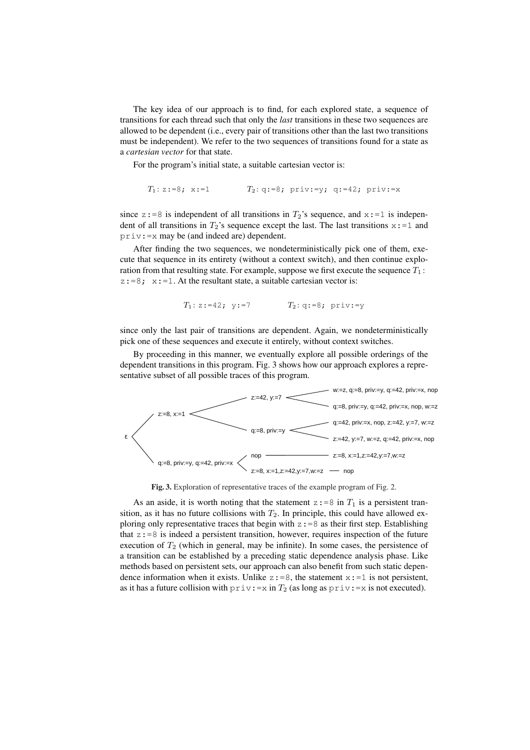The key idea of our approach is to find, for each explored state, a sequence of transitions for each thread such that only the *last* transitions in these two sequences are allowed to be dependent (i.e., every pair of transitions other than the last two transitions must be independent). We refer to the two sequences of transitions found for a state as a *cartesian vector* for that state.

For the program's initial state, a suitable cartesian vector is:

$T_1$: `z:=8; x:=1`          $T_2$: `q:=8; priv:=y; q:=42; priv:=x`

since `z:=8` is independent of all transitions in $T_2$'s sequence, and `x:=1` is independent of all transitions in $T_2$'s sequence except the last. The last transitions `x:=1` and `priv:=x` may be (and indeed are) dependent.

After finding the two sequences, we nondeterministically pick one of them, execute that sequence in its entirety (without a context switch), and then continue exploration from that resulting state. For example, suppose we first execute the sequence $T_1$: `z:=8; x:=1`. At the resultant state, a suitable cartesian vector is:

$T_1$: `z:=42; y:=7`          $T_2$: `q:=8; priv:=y`

since only the last pair of transitions are dependent. Again, we nondeterministically pick one of these sequences and execute it entirely, without context switches.

By proceeding in this manner, we eventually explore all possible orderings of the dependent transitions in this program. Fig. 3 shows how our approach explores a representative subset of all possible traces of this program.

```
ε
├── z:=8, x:=1
│   ├── z:=42, y:=7
│   │   ├── w:=z, q:=8, priv:=y, q:=42, priv:=x, nop
│   │   └── q:=8, priv:=y, q:=42, priv:=x, nop, w:=z
│   └── q:=8, priv:=y
│       ├── q:=42, priv:=x, nop, z:=42, y:=7, w:=z
│       └── z:=42, y:=7, w:=z, q:=42, priv:=x, nop
└── q:=8, priv:=y, q:=42, priv:=x
    ├── nop ── z:=8, x:=1,z:=42,y:=7,w:=z
    └── z:=8, x:=1,z:=42,y:=7,w:=z ── nop
```

**Fig. 3.** Exploration of representative traces of the example program of Fig. 2.

As an aside, it is worth noting that the statement `z:=8` in $T_1$ is a persistent transition, as it has no future collisions with $T_2$. In principle, this could have allowed exploring only representative traces that begin with `z:=8` as their first step. Establishing that `z:=8` is indeed a persistent transition, however, requires inspection of the future execution of $T_2$ (which in general, may be infinite). In some cases, the persistence of a transition can be established by a preceding static dependence analysis phase. Like methods based on persistent sets, our approach can also benefit from such static dependence information when it exists. Unlike `z:=8`, the statement `x:=1` is not persistent, as it has a future collision with `priv:=x` in $T_2$ (as long as `priv:=x` is not executed).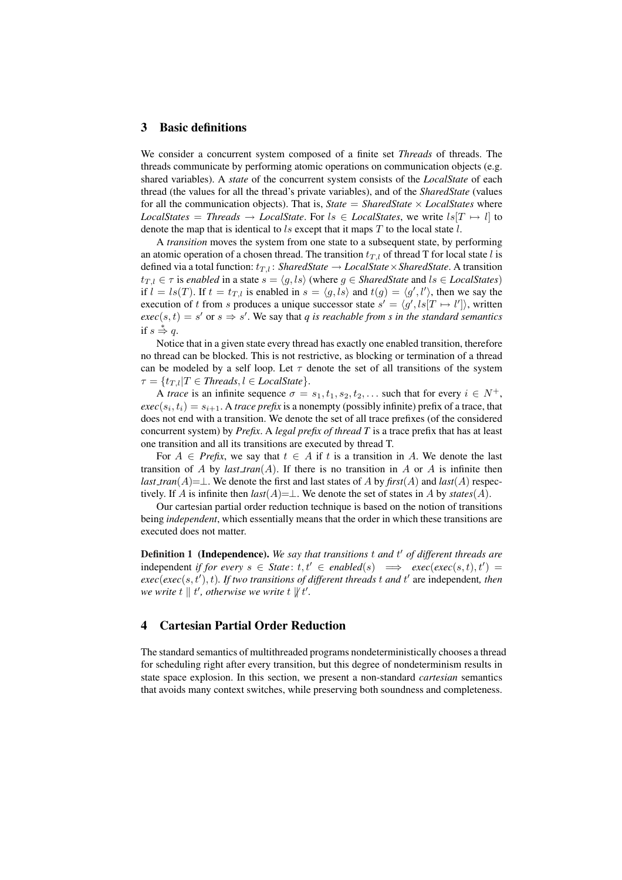## 3 Basic definitions

We consider a concurrent system composed of a finite set *Threads* of threads. The threads communicate by performing atomic operations on communication objects (e.g. shared variables). A *state* of the concurrent system consists of the *LocalState* of each thread (the values for all the thread's private variables), and of the *SharedState* (values for all the communication objects). That is, *State* = *SharedState* × *LocalStates* where *LocalStates* = *Threads* → *LocalState*. For $ls \in$ *LocalStates*, we write $ls[T \mapsto l]$ to denote the map that is identical to $ls$ except that it maps $T$ to the local state $l$.

A *transition* moves the system from one state to a subsequent state, by performing an atomic operation of a chosen thread. The transition $t_{T,l}$ of thread T for local state $l$ is defined via a total function: $t_{T,l}$ : *SharedState* → *LocalState* × *SharedState*. A transition $t_{T,l} \in \tau$ is *enabled* in a state $s = \langle g, ls \rangle$ (where $g \in$ *SharedState* and $ls \in$ *LocalStates*) if $l = ls(T)$. If $t = t_{T,l}$ is enabled in $s = \langle g, ls \rangle$ and $t(g) = \langle g', l' \rangle$, then we say the execution of $t$ from $s$ produces a unique successor state $s' = \langle g', ls[T \mapsto l'] \rangle$, written $exec(s, t) = s'$ or $s \Rightarrow s'$. We say that *q is reachable from s in the standard semantics* if $s \overset{*}{\Rightarrow} q$.

Notice that in a given state every thread has exactly one enabled transition, therefore no thread can be blocked. This is not restrictive, as blocking or termination of a thread can be modeled by a self loop. Let $\tau$ denote the set of all transitions of the system $\tau = \{t_{T,l} | T \in \textit{Threads}, l \in \textit{LocalState}\}$.

A *trace* is an infinite sequence $\sigma = s_1, t_1, s_2, t_2, \ldots$ such that for every $i \in N^+$, $exec(s_i, t_i) = s_{i+1}$. A *trace prefix* is a nonempty (possibly infinite) prefix of a trace, that does not end with a transition. We denote the set of all trace prefixes (of the considered concurrent system) by *Prefix*. A *legal prefix of thread T* is a trace prefix that has at least one transition and all its transitions are executed by thread T.

For $A \in$ *Prefix*, we say that $t \in A$ if $t$ is a transition in $A$. We denote the last transition of $A$ by *last_tran*$(A)$. If there is no transition in $A$ or $A$ is infinite then *last_tran*$(A)=\perp$. We denote the first and last states of $A$ by *first*$(A)$ and *last*$(A)$ respectively. If $A$ is infinite then *last*$(A)=\perp$. We denote the set of states in $A$ by *states*$(A)$.

Our cartesian partial order reduction technique is based on the notion of transitions being *independent*, which essentially means that the order in which these transitions are executed does not matter.

**Definition 1 (Independence).** *We say that transitions $t$ and $t'$ of different threads are* independent *if for every $s \in$ State: $t, t' \in$ enabled$(s)$ $\implies$ $exec(exec(s, t), t') = exec(exec(s, t'), t)$. If two transitions of different threads $t$ and $t'$* are independent*, then we write $t \parallel t'$, otherwise we write $t \not\parallel t'$.*

## 4 Cartesian Partial Order Reduction

The standard semantics of multithreaded programs nondeterministically chooses a thread for scheduling right after every transition, but this degree of nondeterminism results in state space explosion. In this section, we present a non-standard *cartesian* semantics that avoids many context switches, while preserving both soundness and completeness.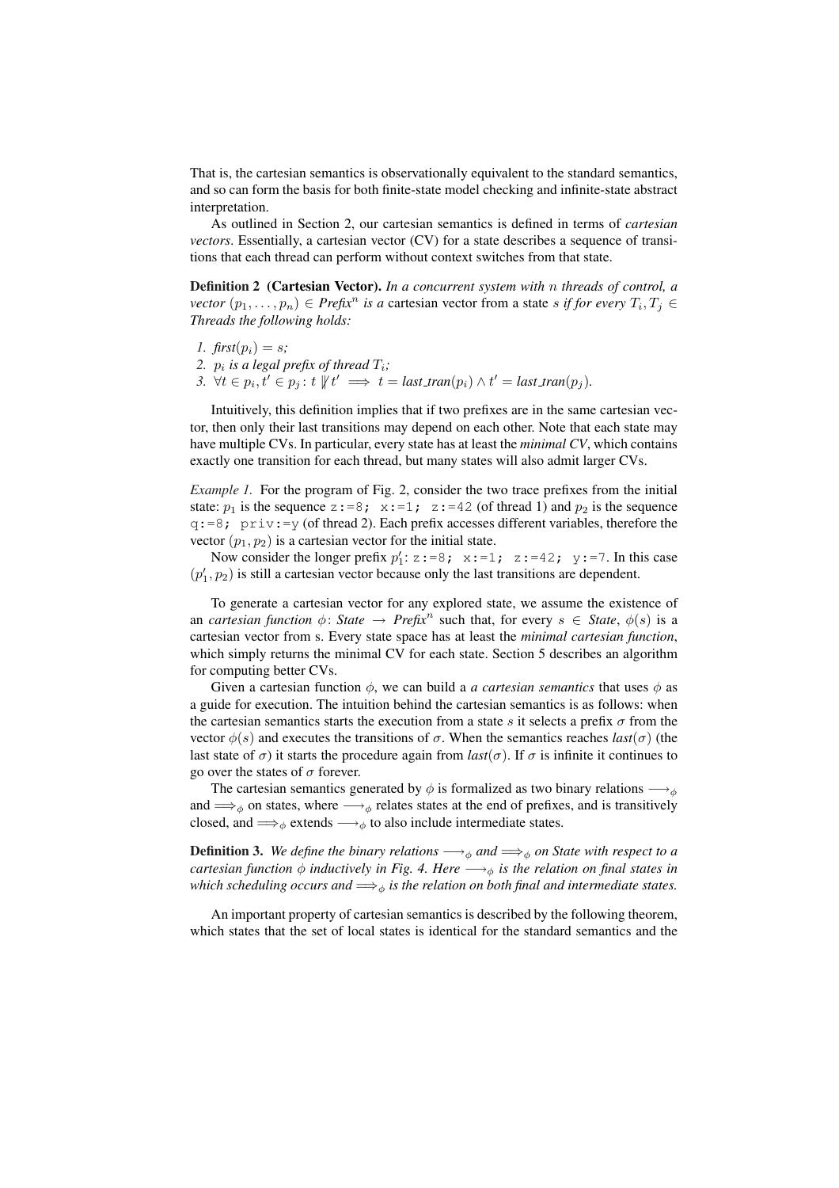That is, the cartesian semantics is observationally equivalent to the standard semantics, and so can form the basis for both finite-state model checking and infinite-state abstract interpretation.

As outlined in Section 2, our cartesian semantics is defined in terms of *cartesian vectors*. Essentially, a cartesian vector (CV) for a state describes a sequence of transitions that each thread can perform without context switches from that state.

**Definition 2 (Cartesian Vector).** *In a concurrent system with $n$ threads of control, a vector $(p_1, \ldots, p_n) \in \mathit{Prefix}^n$ is a* cartesian vector *from a state $s$ if for every $T_i, T_j \in$ Threads the following holds:*

1. *$\mathit{first}(p_i) = s$;*
2. *$p_i$ is a legal prefix of thread $T_i$;*
3. *$\forall t \in p_i, t' \in p_j : t \not\parallel t' \implies t = \mathit{last\_tran}(p_i) \wedge t' = \mathit{last\_tran}(p_j)$.*

Intuitively, this definition implies that if two prefixes are in the same cartesian vector, then only their last transitions may depend on each other. Note that each state may have multiple CVs. In particular, every state has at least the *minimal CV*, which contains exactly one transition for each thread, but many states will also admit larger CVs.

*Example 1.* For the program of Fig. 2, consider the two trace prefixes from the initial state: $p_1$ is the sequence `z:=8; x:=1; z:=42` (of thread 1) and $p_2$ is the sequence `q:=8; priv:=y` (of thread 2). Each prefix accesses different variables, therefore the vector $(p_1, p_2)$ is a cartesian vector for the initial state.

Now consider the longer prefix $p'_1$: `z:=8; x:=1; z:=42; y:=7`. In this case $(p'_1, p_2)$ is still a cartesian vector because only the last transitions are dependent.

To generate a cartesian vector for any explored state, we assume the existence of an *cartesian function* $\phi$: *State* $\rightarrow$ *Prefix*$^n$ such that, for every $s \in$ *State*, $\phi(s)$ is a cartesian vector from s. Every state space has at least the *minimal cartesian function*, which simply returns the minimal CV for each state. Section 5 describes an algorithm for computing better CVs.

Given a cartesian function $\phi$, we can build a *a cartesian semantics* that uses $\phi$ as a guide for execution. The intuition behind the cartesian semantics is as follows: when the cartesian semantics starts the execution from a state $s$ it selects a prefix $\sigma$ from the vector $\phi(s)$ and executes the transitions of $\sigma$. When the semantics reaches $\mathit{last}(\sigma)$ (the last state of $\sigma$) it starts the procedure again from $\mathit{last}(\sigma)$. If $\sigma$ is infinite it continues to go over the states of $\sigma$ forever.

The cartesian semantics generated by $\phi$ is formalized as two binary relations $\longrightarrow_\phi$ and $\Longrightarrow_\phi$ on states, where $\longrightarrow_\phi$ relates states at the end of prefixes, and is transitively closed, and $\Longrightarrow_\phi$ extends $\longrightarrow_\phi$ to also include intermediate states.

**Definition 3.** *We define the binary relations $\longrightarrow_\phi$ and $\Longrightarrow_\phi$ on State with respect to a cartesian function $\phi$ inductively in Fig. 4. Here $\longrightarrow_\phi$ is the relation on final states in which scheduling occurs and $\Longrightarrow_\phi$ is the relation on both final and intermediate states.*

An important property of cartesian semantics is described by the following theorem, which states that the set of local states is identical for the standard semantics and the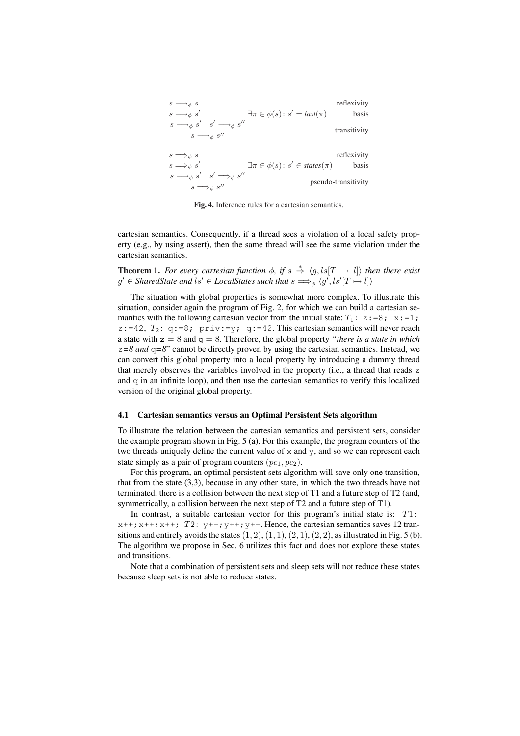$$s \longrightarrow_\phi s \qquad\qquad \text{reflexivity}$$

$$s \longrightarrow_\phi s' \qquad \exists \pi \in \phi(s)\colon s' = \mathit{last}(\pi) \qquad \text{basis}$$

$$\frac{s \longrightarrow_\phi s' \quad s' \longrightarrow_\phi s''}{s \longrightarrow_\phi s''} \qquad \text{transitivity}$$

$$s \Longrightarrow_\phi s \qquad\qquad \text{reflexivity}$$

$$s \Longrightarrow_\phi s' \qquad \exists \pi \in \phi(s)\colon s' \in \mathit{states}(\pi) \qquad \text{basis}$$

$$\frac{s \longrightarrow_\phi s' \quad s' \Longrightarrow_\phi s''}{s \Longrightarrow_\phi s''} \qquad \text{pseudo-transitivity}$$

**Fig. 4.** Inference rules for a cartesian semantics.

cartesian semantics. Consequently, if a thread sees a violation of a local safety property (e.g., by using assert), then the same thread will see the same violation under the cartesian semantics.

**Theorem 1.** *For every cartesian function $\phi$, if $s \overset{*}{\Rightarrow} \langle g, ls[T \mapsto l]\rangle$ then there exist $g' \in \mathit{SharedState}$ and $ls' \in \mathit{LocalStates}$ such that $s \Longrightarrow_\phi \langle g', ls'[T \mapsto l]\rangle$*

The situation with global properties is somewhat more complex. To illustrate this situation, consider again the program of Fig. 2, for which we can build a cartesian semantics with the following cartesian vector from the initial state: $T_1$: `z:=8; x:=1; z:=42`, $T_2$: `q:=8; priv:=y; q:=42`. This cartesian semantics will never reach a state with $z = 8$ and $q = 8$. Therefore, the global property *"there is a state in which* `z`*=8 and* `q`*=8"* cannot be directly proven by using the cartesian semantics. Instead, we can convert this global property into a local property by introducing a dummy thread that merely observes the variables involved in the property (i.e., a thread that reads `z` and `q` in an infinite loop), and then use the cartesian semantics to verify this localized version of the original global property.

### 4.1 Cartesian semantics versus an Optimal Persistent Sets algorithm

To illustrate the relation between the cartesian semantics and persistent sets, consider the example program shown in Fig. 5 (a). For this example, the program counters of the two threads uniquely define the current value of `x` and `y`, and so we can represent each state simply as a pair of program counters $(pc_1, pc_2)$.

For this program, an optimal persistent sets algorithm will save only one transition, that from the state (3,3), because in any other state, in which the two threads have not terminated, there is a collision between the next step of T1 and a future step of T2 (and, symmetrically, a collision between the next step of T2 and a future step of T1).

In contrast, a suitable cartesian vector for this program's initial state is: $T1$: `x++;x++;x++;` $T2$: `y++;y++;y++`. Hence, the cartesian semantics saves 12 transitions and entirely avoids the states $(1, 2)$, $(1, 1)$, $(2, 1)$, $(2, 2)$, as illustrated in Fig. 5 (b). The algorithm we propose in Sec. 6 utilizes this fact and does not explore these states and transitions.

Note that a combination of persistent sets and sleep sets will not reduce these states because sleep sets is not able to reduce states.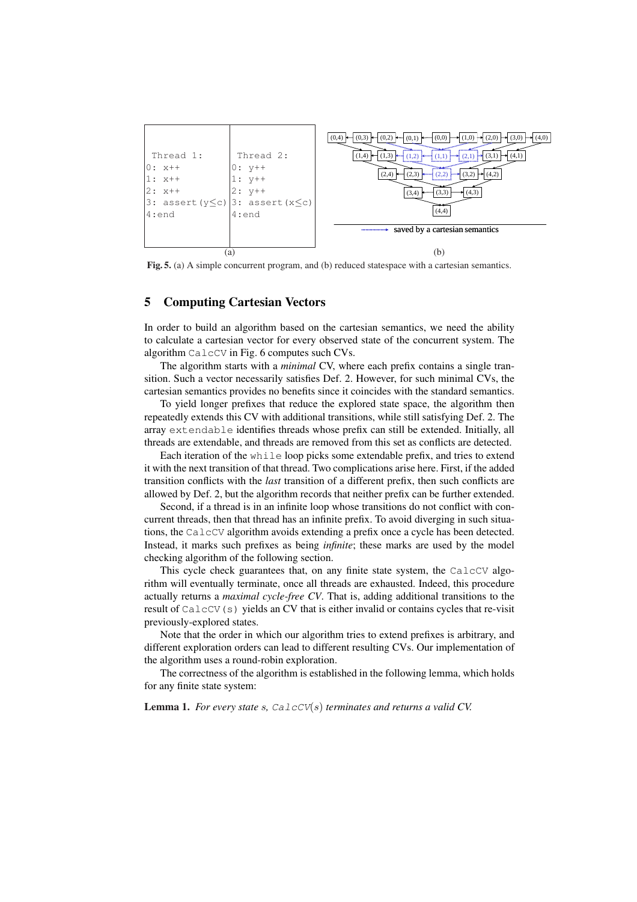```
Thread 1:
0: x++
1: x++
2: x++
3: assert(y≤c)
4:end
```

```
Thread 2:
0: y++
1: y++
2: y++
3: assert(x≤c)
4:end
```

(a)

(0,4) (0,3) (0,2) (0,1) (0,0) (1,0) (2,0) (3,0) (4,0)

(1,4) (1,3) (1,2) (1,1) (2,1) (3,1) (4,1)

(2,4) (2,3) (2,2) (3,2) (4,2)

(3,4) (3,3) (4,3)

(4,4)

saved by a cartesian semantics

(b)

**Fig. 5.** (a) A simple concurrent program, and (b) reduced statespace with a cartesian semantics.

## 5 Computing Cartesian Vectors

In order to build an algorithm based on the cartesian semantics, we need the ability to calculate a cartesian vector for every observed state of the concurrent system. The algorithm `CalcCV` in Fig. 6 computes such CVs.

The algorithm starts with a *minimal* CV, where each prefix contains a single transition. Such a vector necessarily satisfies Def. 2. However, for such minimal CVs, the cartesian semantics provides no benefits since it coincides with the standard semantics.

To yield longer prefixes that reduce the explored state space, the algorithm then repeatedly extends this CV with additional transitions, while still satisfying Def. 2. The array `extendable` identifies threads whose prefix can still be extended. Initially, all threads are extendable, and threads are removed from this set as conflicts are detected.

Each iteration of the `while` loop picks some extendable prefix, and tries to extend it with the next transition of that thread. Two complications arise here. First, if the added transition conflicts with the *last* transition of a different prefix, then such conflicts are allowed by Def. 2, but the algorithm records that neither prefix can be further extended.

Second, if a thread is in an infinite loop whose transitions do not conflict with concurrent threads, then that thread has an infinite prefix. To avoid diverging in such situations, the `CalcCV` algorithm avoids extending a prefix once a cycle has been detected. Instead, it marks such prefixes as being *infinite*; these marks are used by the model checking algorithm of the following section.

This cycle check guarantees that, on any finite state system, the `CalcCV` algorithm will eventually terminate, once all threads are exhausted. Indeed, this procedure actually returns a *maximal cycle-free CV*. That is, adding additional transitions to the result of `CalcCV(s)` yields an CV that is either invalid or contains cycles that re-visit previously-explored states.

Note that the order in which our algorithm tries to extend prefixes is arbitrary, and different exploration orders can lead to different resulting CVs. Our implementation of the algorithm uses a round-robin exploration.

The correctness of the algorithm is established in the following lemma, which holds for any finite state system:

**Lemma 1.** *For every state $s$, `CalcCV`$(s)$ terminates and returns a valid CV.*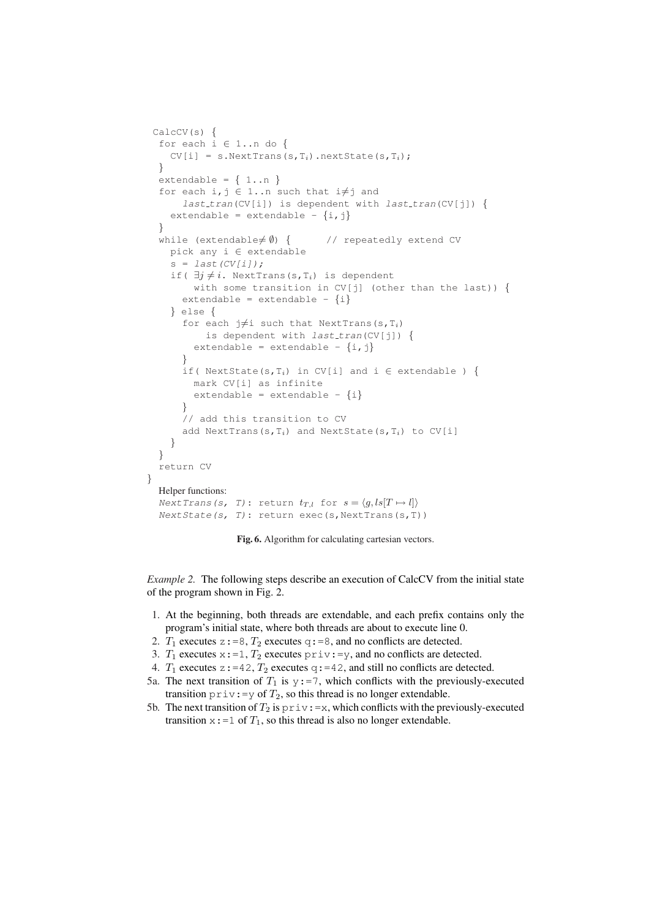```
CalcCV(s) {
  for each i ∈ 1..n do {
    CV[i] = s.NextTrans(s,Tᵢ).nextState(s,Tᵢ);
  }
  extendable = { 1..n }
  for each i,j ∈ 1..n such that i≠j and
      last_tran(CV[i]) is dependent with last_tran(CV[j]) {
    extendable = extendable - {i,j}
  }
  while (extendable≠ ∅) {      // repeatedly extend CV
    pick any i ∈ extendable
    s = last(CV[i]);
    if( ∃j ≠ i. NextTrans(s,Tᵢ) is dependent
        with some transition in CV[j] (other than the last)) {
      extendable = extendable - {i}
    } else {
      for each j≠i such that NextTrans(s,Tᵢ)
          is dependent with last_tran(CV[j]) {
        extendable = extendable - {i,j}
      }
      if( NextState(s,Tᵢ) in CV[i] and i ∈ extendable ) {
        mark CV[i] as infinite
        extendable = extendable - {i}
      }
      // add this transition to CV
      add NextTrans(s,Tᵢ) and NextState(s,Tᵢ) to CV[i]
    }
  }
  return CV
}
  Helper functions:
  NextTrans(s, T): return t_{T,l} for s = ⟨g,ls[T ↦ l]⟩
  NextState(s, T): return exec(s,NextTrans(s,T))
```

**Fig. 6.** Algorithm for calculating cartesian vectors.

*Example 2.* The following steps describe an execution of CalcCV from the initial state of the program shown in Fig. 2.

1. At the beginning, both threads are extendable, and each prefix contains only the program's initial state, where both threads are about to execute line 0.
2. $T_1$ executes `z:=8`, $T_2$ executes `q:=8`, and no conflicts are detected.
3. $T_1$ executes `x:=1`, $T_2$ executes `priv:=y`, and no conflicts are detected.
4. $T_1$ executes `z:=42`, $T_2$ executes `q:=42`, and still no conflicts are detected.

5a. The next transition of $T_1$ is `y:=7`, which conflicts with the previously-executed transition `priv:=y` of $T_2$, so this thread is no longer extendable.

5b. The next transition of $T_2$ is `priv:=x`, which conflicts with the previously-executed transition `x:=1` of $T_1$, so this thread is also no longer extendable.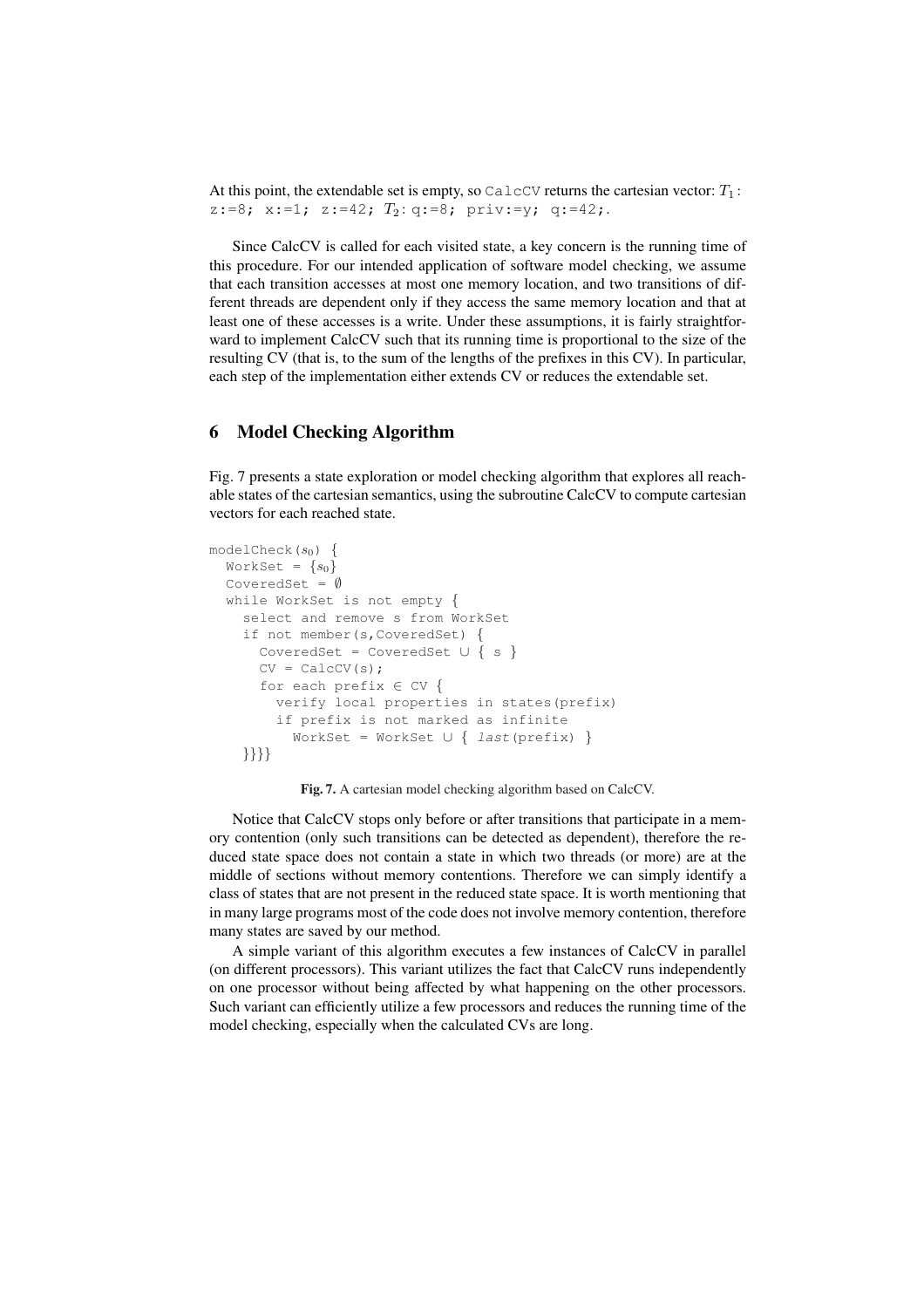At this point, the extendable set is empty, so `CalcCV` returns the cartesian vector: $T_1$: `z:=8; x:=1; z:=42;` $T_2$: `q:=8; priv:=y; q:=42;`.

Since CalcCV is called for each visited state, a key concern is the running time of this procedure. For our intended application of software model checking, we assume that each transition accesses at most one memory location, and two transitions of different threads are dependent only if they access the same memory location and that at least one of these accesses is a write. Under these assumptions, it is fairly straightforward to implement CalcCV such that its running time is proportional to the size of the resulting CV (that is, to the sum of the lengths of the prefixes in this CV). In particular, each step of the implementation either extends CV or reduces the extendable set.

## 6 Model Checking Algorithm

Fig. 7 presents a state exploration or model checking algorithm that explores all reachable states of the cartesian semantics, using the subroutine CalcCV to compute cartesian vectors for each reached state.

```
modelCheck(s0) {
  WorkSet = {s0}
  CoveredSet = ∅
  while WorkSet is not empty {
    select and remove s from WorkSet
    if not member(s,CoveredSet) {
      CoveredSet = CoveredSet ∪ { s }
      CV = CalcCV(s);
      for each prefix ∈ CV {
        verify local properties in states(prefix)
        if prefix is not marked as infinite
          WorkSet = WorkSet ∪ { last(prefix) }
    }}}}
```

**Fig. 7.** A cartesian model checking algorithm based on CalcCV.

Notice that CalcCV stops only before or after transitions that participate in a memory contention (only such transitions can be detected as dependent), therefore the reduced state space does not contain a state in which two threads (or more) are at the middle of sections without memory contentions. Therefore we can simply identify a class of states that are not present in the reduced state space. It is worth mentioning that in many large programs most of the code does not involve memory contention, therefore many states are saved by our method.

A simple variant of this algorithm executes a few instances of CalcCV in parallel (on different processors). This variant utilizes the fact that CalcCV runs independently on one processor without being affected by what happening on the other processors. Such variant can efficiently utilize a few processors and reduces the running time of the model checking, especially when the calculated CVs are long.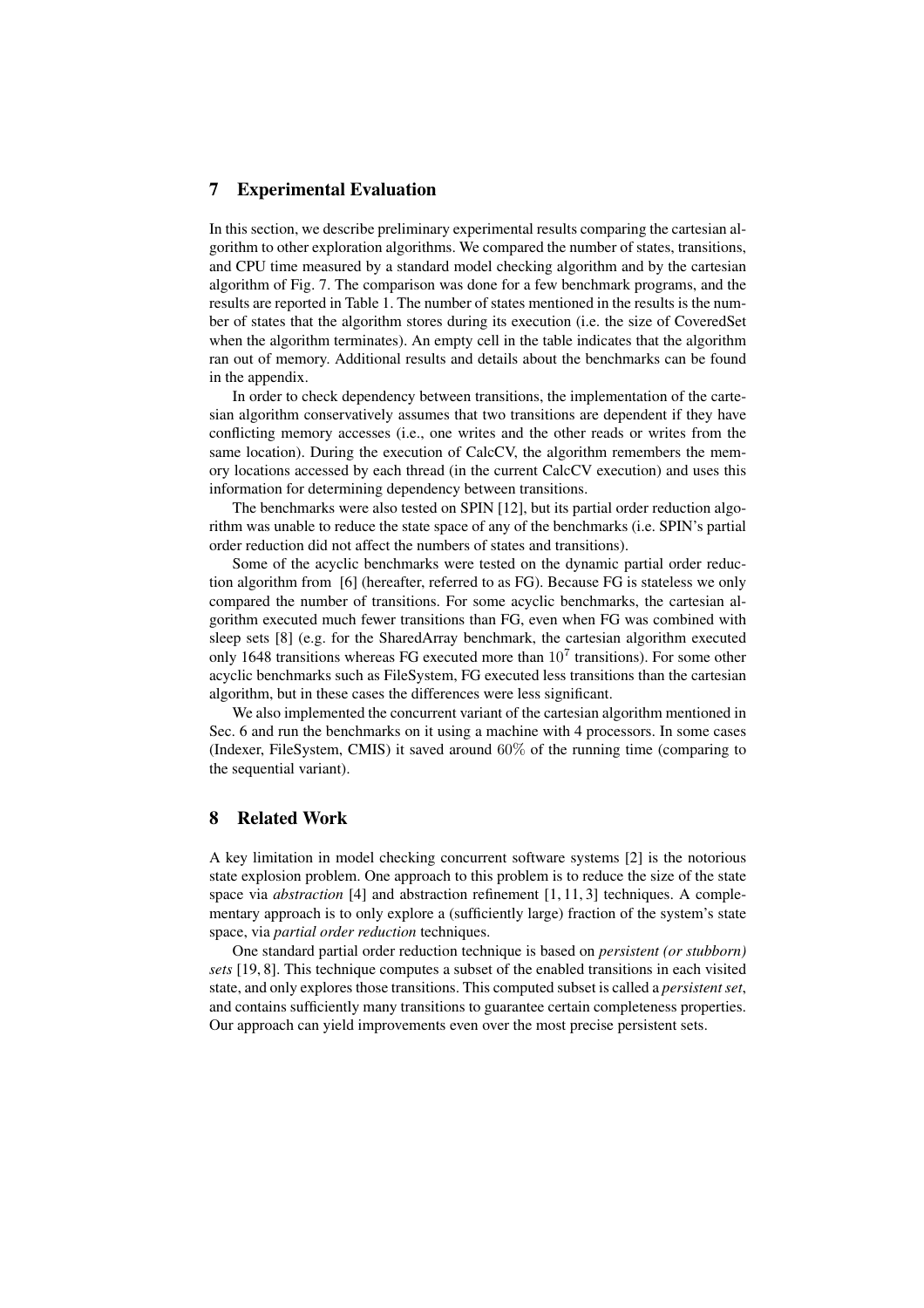## 7 Experimental Evaluation

In this section, we describe preliminary experimental results comparing the cartesian algorithm to other exploration algorithms. We compared the number of states, transitions, and CPU time measured by a standard model checking algorithm and by the cartesian algorithm of Fig. 7. The comparison was done for a few benchmark programs, and the results are reported in Table 1. The number of states mentioned in the results is the number of states that the algorithm stores during its execution (i.e. the size of CoveredSet when the algorithm terminates). An empty cell in the table indicates that the algorithm ran out of memory. Additional results and details about the benchmarks can be found in the appendix.

In order to check dependency between transitions, the implementation of the cartesian algorithm conservatively assumes that two transitions are dependent if they have conflicting memory accesses (i.e., one writes and the other reads or writes from the same location). During the execution of CalcCV, the algorithm remembers the memory locations accessed by each thread (in the current CalcCV execution) and uses this information for determining dependency between transitions.

The benchmarks were also tested on SPIN [12], but its partial order reduction algorithm was unable to reduce the state space of any of the benchmarks (i.e. SPIN's partial order reduction did not affect the numbers of states and transitions).

Some of the acyclic benchmarks were tested on the dynamic partial order reduction algorithm from [6] (hereafter, referred to as FG). Because FG is stateless we only compared the number of transitions. For some acyclic benchmarks, the cartesian algorithm executed much fewer transitions than FG, even when FG was combined with sleep sets [8] (e.g. for the SharedArray benchmark, the cartesian algorithm executed only 1648 transitions whereas FG executed more than $10^7$ transitions). For some other acyclic benchmarks such as FileSystem, FG executed less transitions than the cartesian algorithm, but in these cases the differences were less significant.

We also implemented the concurrent variant of the cartesian algorithm mentioned in Sec. 6 and run the benchmarks on it using a machine with 4 processors. In some cases (Indexer, FileSystem, CMIS) it saved around $60\%$ of the running time (comparing to the sequential variant).

## 8 Related Work

A key limitation in model checking concurrent software systems [2] is the notorious state explosion problem. One approach to this problem is to reduce the size of the state space via *abstraction* [4] and abstraction refinement [1, 11, 3] techniques. A complementary approach is to only explore a (sufficiently large) fraction of the system's state space, via *partial order reduction* techniques.

One standard partial order reduction technique is based on *persistent (or stubborn) sets* [19, 8]. This technique computes a subset of the enabled transitions in each visited state, and only explores those transitions. This computed subset is called a *persistent set*, and contains sufficiently many transitions to guarantee certain completeness properties. Our approach can yield improvements even over the most precise persistent sets.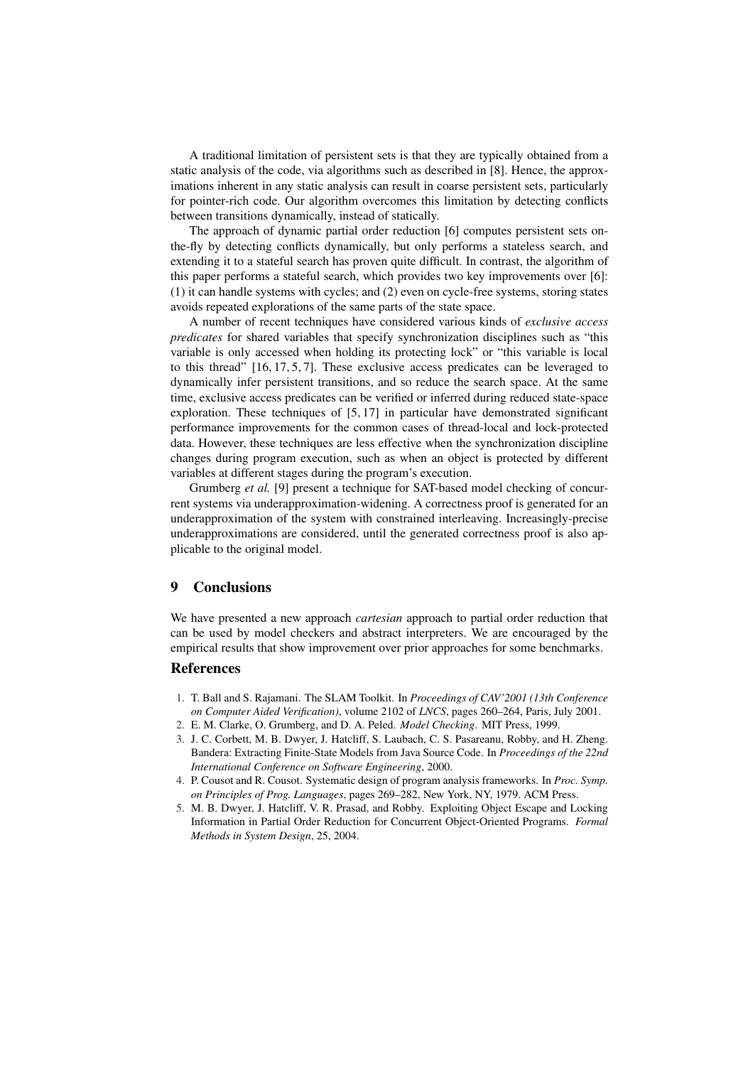A traditional limitation of persistent sets is that they are typically obtained from a static analysis of the code, via algorithms such as described in [8]. Hence, the approximations inherent in any static analysis can result in coarse persistent sets, particularly for pointer-rich code. Our algorithm overcomes this limitation by detecting conflicts between transitions dynamically, instead of statically.

The approach of dynamic partial order reduction [6] computes persistent sets on-the-fly by detecting conflicts dynamically, but only performs a stateless search, and extending it to a stateful search has proven quite difficult. In contrast, the algorithm of this paper performs a stateful search, which provides two key improvements over [6]: (1) it can handle systems with cycles; and (2) even on cycle-free systems, storing states avoids repeated explorations of the same parts of the state space.

A number of recent techniques have considered various kinds of *exclusive access predicates* for shared variables that specify synchronization disciplines such as "this variable is only accessed when holding its protecting lock" or "this variable is local to this thread" [16, 17, 5, 7]. These exclusive access predicates can be leveraged to dynamically infer persistent transitions, and so reduce the search space. At the same time, exclusive access predicates can be verified or inferred during reduced state-space exploration. These techniques of [5, 17] in particular have demonstrated significant performance improvements for the common cases of thread-local and lock-protected data. However, these techniques are less effective when the synchronization discipline changes during program execution, such as when an object is protected by different variables at different stages during the program's execution.

Grumberg *et al.* [9] present a technique for SAT-based model checking of concurrent systems via underapproximation-widening. A correctness proof is generated for an underapproximation of the system with constrained interleaving. Increasingly-precise underapproximations are considered, until the generated correctness proof is also applicable to the original model.

## 9 Conclusions

We have presented a new approach *cartesian* approach to partial order reduction that can be used by model checkers and abstract interpreters. We are encouraged by the empirical results that show improvement over prior approaches for some benchmarks.

## References

1. T. Ball and S. Rajamani. The SLAM Toolkit. In *Proceedings of CAV'2001 (13th Conference on Computer Aided Verification)*, volume 2102 of *LNCS*, pages 260–264, Paris, July 2001.
2. E. M. Clarke, O. Grumberg, and D. A. Peled. *Model Checking*. MIT Press, 1999.
3. J. C. Corbett, M. B. Dwyer, J. Hatcliff, S. Laubach, C. S. Pasareanu, Robby, and H. Zheng. Bandera: Extracting Finite-State Models from Java Source Code. In *Proceedings of the 22nd International Conference on Software Engineering*, 2000.
4. P. Cousot and R. Cousot. Systematic design of program analysis frameworks. In *Proc. Symp. on Principles of Prog. Languages*, pages 269–282, New York, NY, 1979. ACM Press.
5. M. B. Dwyer, J. Hatcliff, V. R. Prasad, and Robby. Exploiting Object Escape and Locking Information in Partial Order Reduction for Concurrent Object-Oriented Programs. *Formal Methods in System Design*, 25, 2004.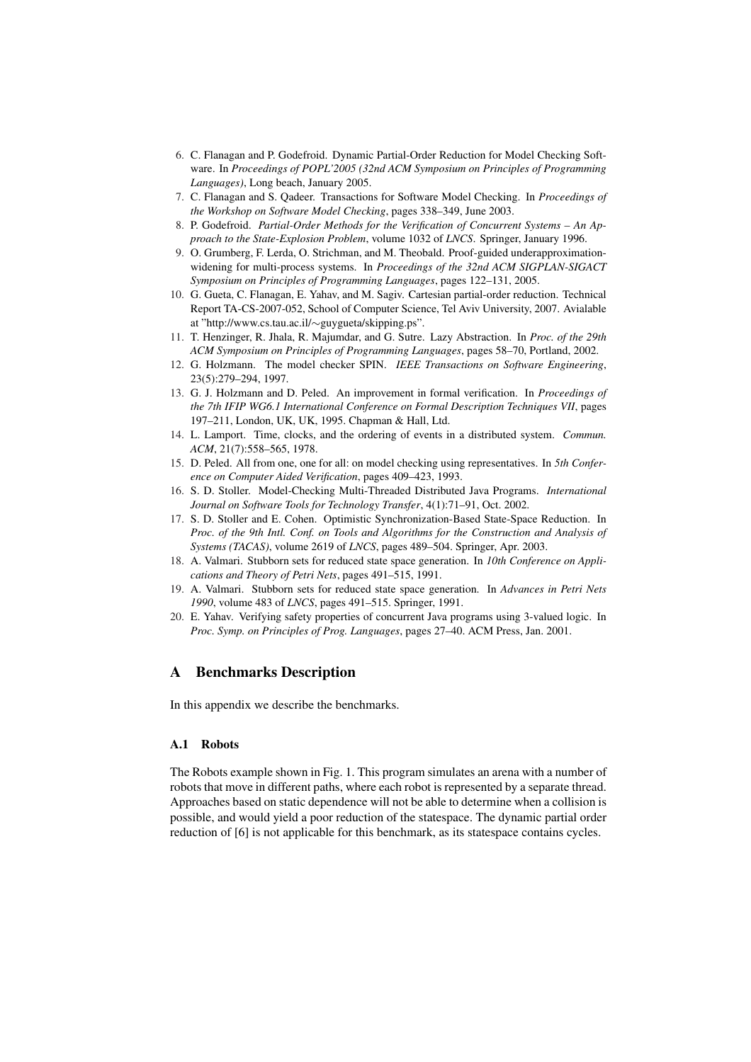6. C. Flanagan and P. Godefroid. Dynamic Partial-Order Reduction for Model Checking Software. In *Proceedings of POPL'2005 (32nd ACM Symposium on Principles of Programming Languages)*, Long beach, January 2005.
7. C. Flanagan and S. Qadeer. Transactions for Software Model Checking. In *Proceedings of the Workshop on Software Model Checking*, pages 338–349, June 2003.
8. P. Godefroid. *Partial-Order Methods for the Verification of Concurrent Systems – An Approach to the State-Explosion Problem*, volume 1032 of *LNCS*. Springer, January 1996.
9. O. Grumberg, F. Lerda, O. Strichman, and M. Theobald. Proof-guided underapproximation-widening for multi-process systems. In *Proceedings of the 32nd ACM SIGPLAN-SIGACT Symposium on Principles of Programming Languages*, pages 122–131, 2005.
10. G. Gueta, C. Flanagan, E. Yahav, and M. Sagiv. Cartesian partial-order reduction. Technical Report TA-CS-2007-052, School of Computer Science, Tel Aviv University, 2007. Avialable at "http://www.cs.tau.ac.il/∼guygueta/skipping.ps".
11. T. Henzinger, R. Jhala, R. Majumdar, and G. Sutre. Lazy Abstraction. In *Proc. of the 29th ACM Symposium on Principles of Programming Languages*, pages 58–70, Portland, 2002.
12. G. Holzmann. The model checker SPIN. *IEEE Transactions on Software Engineering*, 23(5):279–294, 1997.
13. G. J. Holzmann and D. Peled. An improvement in formal verification. In *Proceedings of the 7th IFIP WG6.1 International Conference on Formal Description Techniques VII*, pages 197–211, London, UK, UK, 1995. Chapman & Hall, Ltd.
14. L. Lamport. Time, clocks, and the ordering of events in a distributed system. *Commun. ACM*, 21(7):558–565, 1978.
15. D. Peled. All from one, one for all: on model checking using representatives. In *5th Conference on Computer Aided Verification*, pages 409–423, 1993.
16. S. D. Stoller. Model-Checking Multi-Threaded Distributed Java Programs. *International Journal on Software Tools for Technology Transfer*, 4(1):71–91, Oct. 2002.
17. S. D. Stoller and E. Cohen. Optimistic Synchronization-Based State-Space Reduction. In *Proc. of the 9th Intl. Conf. on Tools and Algorithms for the Construction and Analysis of Systems (TACAS)*, volume 2619 of *LNCS*, pages 489–504. Springer, Apr. 2003.
18. A. Valmari. Stubborn sets for reduced state space generation. In *10th Conference on Applications and Theory of Petri Nets*, pages 491–515, 1991.
19. A. Valmari. Stubborn sets for reduced state space generation. In *Advances in Petri Nets 1990*, volume 483 of *LNCS*, pages 491–515. Springer, 1991.
20. E. Yahav. Verifying safety properties of concurrent Java programs using 3-valued logic. In *Proc. Symp. on Principles of Prog. Languages*, pages 27–40. ACM Press, Jan. 2001.

## A Benchmarks Description

In this appendix we describe the benchmarks.

### A.1 Robots

The Robots example shown in Fig. 1. This program simulates an arena with a number of robots that move in different paths, where each robot is represented by a separate thread. Approaches based on static dependence will not be able to determine when a collision is possible, and would yield a poor reduction of the statespace. The dynamic partial order reduction of [6] is not applicable for this benchmark, as its statespace contains cycles.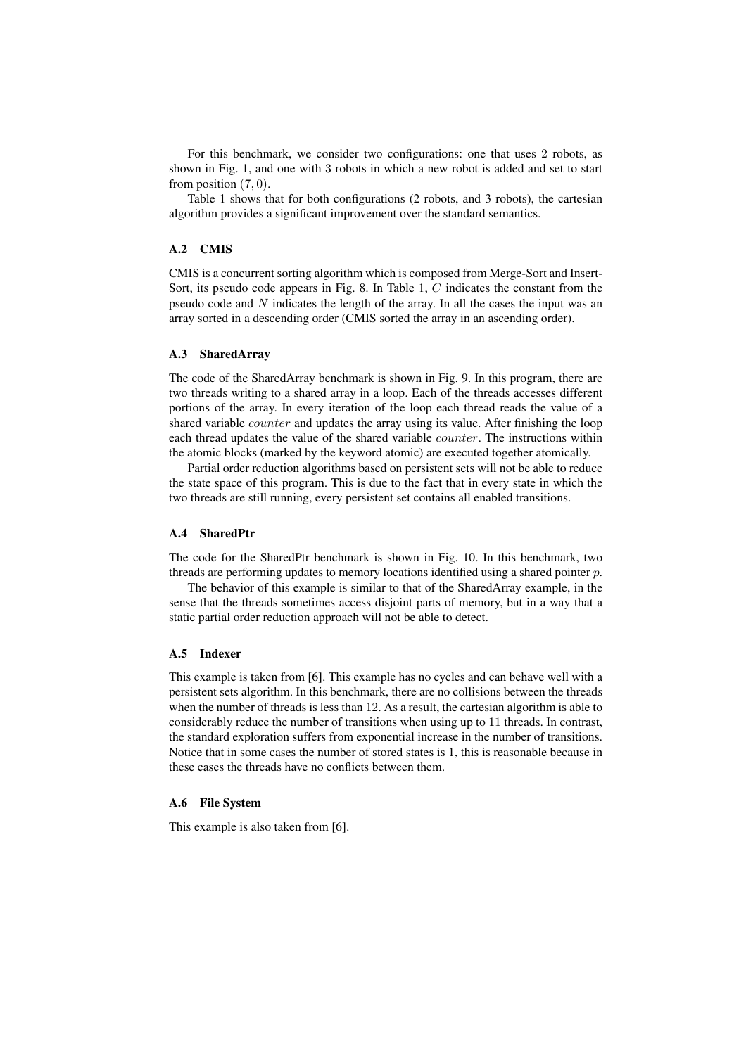For this benchmark, we consider two configurations: one that uses 2 robots, as shown in Fig. 1, and one with 3 robots in which a new robot is added and set to start from position $(7, 0)$.

Table 1 shows that for both configurations (2 robots, and 3 robots), the cartesian algorithm provides a significant improvement over the standard semantics.

### A.2 CMIS

CMIS is a concurrent sorting algorithm which is composed from Merge-Sort and Insert-Sort, its pseudo code appears in Fig. 8. In Table 1, $C$ indicates the constant from the pseudo code and $N$ indicates the length of the array. In all the cases the input was an array sorted in a descending order (CMIS sorted the array in an ascending order).

### A.3 SharedArray

The code of the SharedArray benchmark is shown in Fig. 9. In this program, there are two threads writing to a shared array in a loop. Each of the threads accesses different portions of the array. In every iteration of the loop each thread reads the value of a shared variable $counter$ and updates the array using its value. After finishing the loop each thread updates the value of the shared variable $counter$. The instructions within the atomic blocks (marked by the keyword atomic) are executed together atomically.

Partial order reduction algorithms based on persistent sets will not be able to reduce the state space of this program. This is due to the fact that in every state in which the two threads are still running, every persistent set contains all enabled transitions.

### A.4 SharedPtr

The code for the SharedPtr benchmark is shown in Fig. 10. In this benchmark, two threads are performing updates to memory locations identified using a shared pointer $p$.

The behavior of this example is similar to that of the SharedArray example, in the sense that the threads sometimes access disjoint parts of memory, but in a way that a static partial order reduction approach will not be able to detect.

### A.5 Indexer

This example is taken from [6]. This example has no cycles and can behave well with a persistent sets algorithm. In this benchmark, there are no collisions between the threads when the number of threads is less than 12. As a result, the cartesian algorithm is able to considerably reduce the number of transitions when using up to 11 threads. In contrast, the standard exploration suffers from exponential increase in the number of transitions. Notice that in some cases the number of stored states is 1, this is reasonable because in these cases the threads have no conflicts between them.

### A.6 File System

This example is also taken from [6].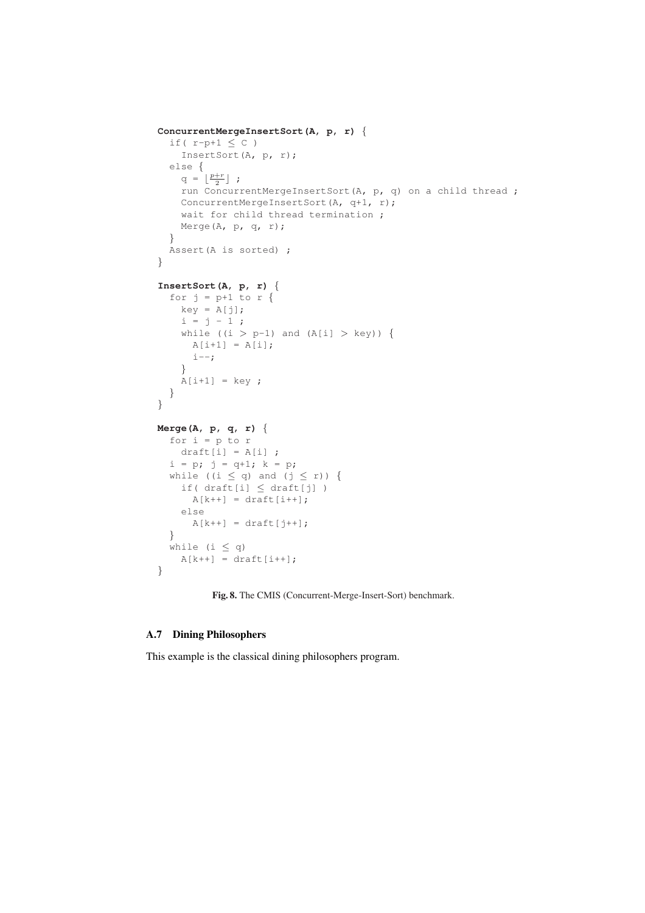```
ConcurrentMergeInsertSort(A, p, r) {
  if( r-p+1 ≤ C )
    InsertSort(A, p, r);
  else {
    q = ⌊(p+r)/2⌋ ;
    run ConcurrentMergeInsertSort(A, p, q) on a child thread ;
    ConcurrentMergeInsertSort(A, q+1, r);
    wait for child thread termination ;
    Merge(A, p, q, r);
  }
  Assert(A is sorted) ;
}

InsertSort(A, p, r) {
  for j = p+1 to r {
    key = A[j];
    i = j - 1 ;
    while ((i > p-1) and (A[i] > key)) {
      A[i+1] = A[i];
      i--;
    }
    A[i+1] = key ;
  }
}

Merge(A, p, q, r) {
  for i = p to r
    draft[i] = A[i] ;
  i = p; j = q+1; k = p;
  while ((i ≤ q) and (j ≤ r)) {
    if( draft[i] ≤ draft[j] )
      A[k++] = draft[i++];
    else
      A[k++] = draft[j++];
  }
  while (i ≤ q)
    A[k++] = draft[i++];
}
```

**Fig. 8.** The CMIS (Concurrent-Merge-Insert-Sort) benchmark.

### A.7 Dining Philosophers

This example is the classical dining philosophers program.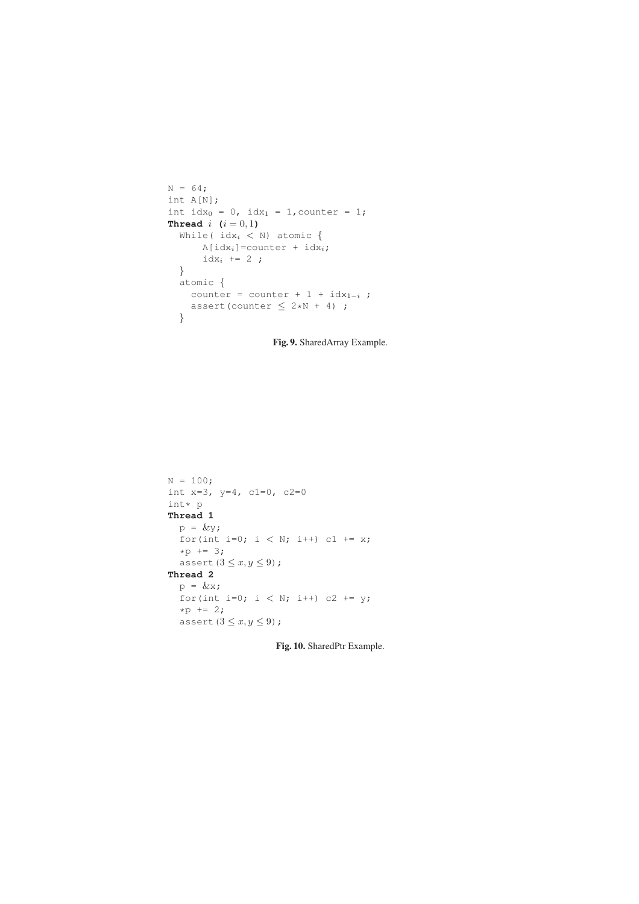```
N = 64;
int A[N];
int idx0 = 0, idx1 = 1, counter = 1;
Thread i (i = 0,1)
  While( idxi < N) atomic {
      A[idxi]=counter + idxi;
      idxi += 2 ;
  }
  atomic {
    counter = counter + 1 + idx1-i ;
    assert(counter ≤ 2*N + 4) ;
  }
```

**Fig. 9.** SharedArray Example.

```
N = 100;
int x=3, y=4, c1=0, c2=0
int* p
Thread 1
  p = &y;
  for(int i=0; i < N; i++) c1 += x;
  *p += 3;
  assert(3 ≤ x, y ≤ 9);
Thread 2
  p = &x;
  for(int i=0; i < N; i++) c2 += y;
  *p += 2;
  assert(3 ≤ x, y ≤ 9);
```

**Fig. 10.** SharedPtr Example.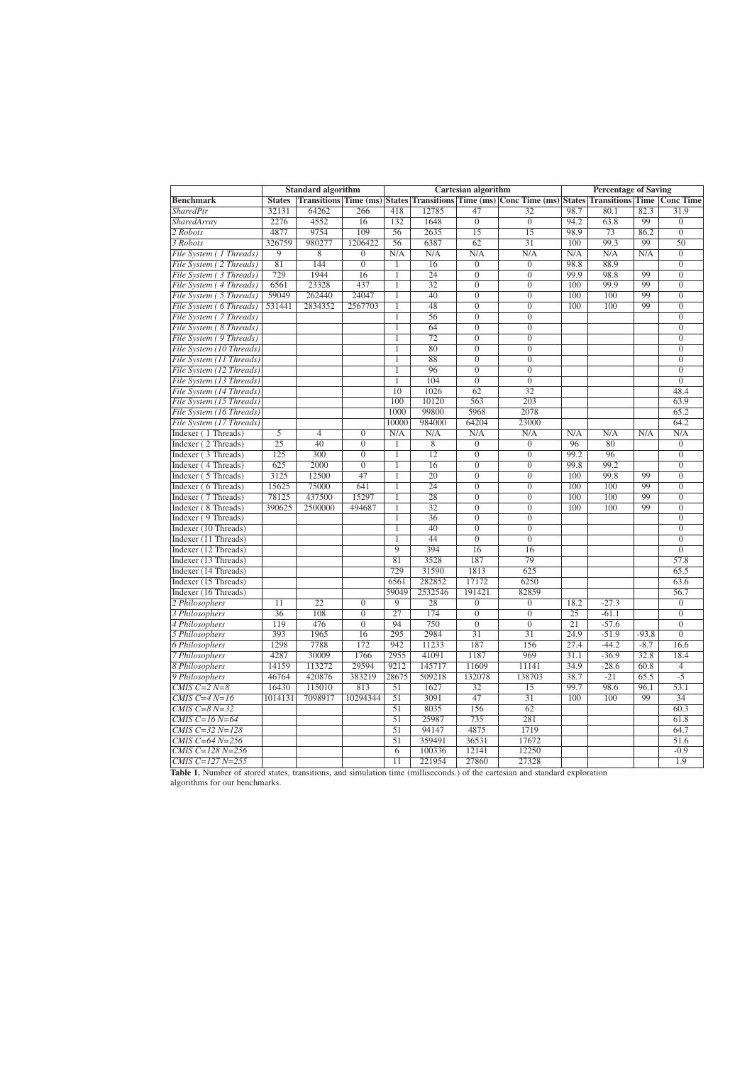| | Standard algorithm | | | Cartesian algorithm | | | | Percentage of Saving | | | |
|---|---|---|---|---|---|---|---|---|---|---|---|
| **Benchmark** | **States** | **Transitions** | **Time (ms)** | **States** | **Transitions** | **Time (ms)** | **Conc Time (ms)** | **States** | **Transitions** | **Time** | **Conc Time** |
| *SharedPtr* | 32131 | 64262 | 266 | 418 | 12785 | 47 | 32 | 98.7 | 80.1 | 82.3 | 31.9 |
| *SharedArray* | 2276 | 4552 | 16 | 132 | 1648 | 0 | 0 | 94.2 | 63.8 | 99 | 0 |
| *2 Robots* | 4877 | 9754 | 109 | 56 | 2635 | 15 | 15 | 98.9 | 73 | 86.2 | 0 |
| *3 Robots* | 326759 | 980277 | 1206422 | 56 | 6387 | 62 | 31 | 100 | 99.3 | 99 | 50 |
| *File System ( 1 Threads)* | 9 | 8 | 0 | N/A | N/A | N/A | N/A | N/A | N/A | N/A | 0 |
| *File System ( 2 Threads)* | 81 | 144 | 0 | 1 | 16 | 0 | 0 | 98.8 | 88.9 | | 0 |
| *File System ( 3 Threads)* | 729 | 1944 | 16 | 1 | 24 | 0 | 0 | 99.9 | 98.8 | 99 | 0 |
| *File System ( 4 Threads)* | 6561 | 23328 | 437 | 1 | 32 | 0 | 0 | 100 | 99.9 | 99 | 0 |
| *File System ( 5 Threads)* | 59049 | 262440 | 24047 | 1 | 40 | 0 | 0 | 100 | 100 | 99 | 0 |
| *File System ( 6 Threads)* | 531441 | 2834352 | 2567703 | 1 | 48 | 0 | 0 | 100 | 100 | 99 | 0 |
| *File System ( 7 Threads)* | | | | 1 | 56 | 0 | 0 | | | | 0 |
| *File System ( 8 Threads)* | | | | 1 | 64 | 0 | 0 | | | | 0 |
| *File System ( 9 Threads)* | | | | 1 | 72 | 0 | 0 | | | | 0 |
| *File System (10 Threads)* | | | | 1 | 80 | 0 | 0 | | | | 0 |
| *File System (11 Threads)* | | | | 1 | 88 | 0 | 0 | | | | 0 |
| *File System (12 Threads)* | | | | 1 | 96 | 0 | 0 | | | | 0 |
| *File System (13 Threads)* | | | | 1 | 104 | 0 | 0 | | | | 0 |
| *File System (14 Threads)* | | | | 10 | 1026 | 62 | 32 | | | | 48.4 |
| *File System (15 Threads)* | | | | 100 | 10120 | 563 | 203 | | | | 63.9 |
| *File System (16 Threads)* | | | | 1000 | 99800 | 5968 | 2078 | | | | 65.2 |
| *File System (17 Threads)* | | | | 10000 | 984000 | 64204 | 23000 | | | | 64.2 |
| Indexer ( 1 Threads) | 5 | 4 | 0 | N/A | N/A | N/A | N/A | N/A | N/A | N/A | N/A |
| Indexer ( 2 Threads) | 25 | 40 | 0 | 1 | 8 | 0 | 0 | 96 | 80 | | 0 |
| Indexer ( 3 Threads) | 125 | 300 | 0 | 1 | 12 | 0 | 0 | 99.2 | 96 | | 0 |
| Indexer ( 4 Threads) | 625 | 2000 | 0 | 1 | 16 | 0 | 0 | 99.8 | 99.2 | | 0 |
| Indexer ( 5 Threads) | 3125 | 12500 | 47 | 1 | 20 | 0 | 0 | 100 | 99.8 | 99 | 0 |
| Indexer ( 6 Threads) | 15625 | 75000 | 641 | 1 | 24 | 0 | 0 | 100 | 100 | 99 | 0 |
| Indexer ( 7 Threads) | 78125 | 437500 | 15297 | 1 | 28 | 0 | 0 | 100 | 100 | 99 | 0 |
| Indexer ( 8 Threads) | 390625 | 2500000 | 494687 | 1 | 32 | 0 | 0 | 100 | 100 | 99 | 0 |
| Indexer ( 9 Threads) | | | | 1 | 36 | 0 | 0 | | | | 0 |
| Indexer (10 Threads) | | | | 1 | 40 | 0 | 0 | | | | 0 |
| Indexer (11 Threads) | | | | 1 | 44 | 0 | 0 | | | | 0 |
| Indexer (12 Threads) | | | | 9 | 394 | 16 | 16 | | | | 0 |
| Indexer (13 Threads) | | | | 81 | 3528 | 187 | 79 | | | | 57.8 |
| Indexer (14 Threads) | | | | 729 | 31590 | 1813 | 625 | | | | 65.5 |
| Indexer (15 Threads) | | | | 6561 | 282852 | 17172 | 6250 | | | | 63.6 |
| Indexer (16 Threads) | | | | 59049 | 2532546 | 191421 | 82859 | | | | 56.7 |
| *2 Philosophers* | 11 | 22 | 0 | 9 | 28 | 0 | 0 | 18.2 | -27.3 | | 0 |
| *3 Philosophers* | 36 | 108 | 0 | 27 | 174 | 0 | 0 | 25 | -61.1 | | 0 |
| *4 Philosophers* | 119 | 476 | 0 | 94 | 750 | 0 | 0 | 21 | -57.6 | | 0 |
| *5 Philosophers* | 393 | 1965 | 16 | 295 | 2984 | 31 | 31 | 24.9 | -51.9 | -93.8 | 0 |
| *6 Philosophers* | 1298 | 7788 | 172 | 942 | 11233 | 187 | 156 | 27.4 | -44.2 | -8.7 | 16.6 |
| *7 Philosophers* | 4287 | 30009 | 1766 | 2955 | 41091 | 1187 | 969 | 31.1 | -36.9 | 32.8 | 18.4 |
| *8 Philosophers* | 14159 | 113272 | 29594 | 9212 | 145717 | 11609 | 11141 | 34.9 | -28.6 | 60.8 | 4 |
| *9 Philosophers* | 46764 | 420876 | 383219 | 28675 | 509218 | 132078 | 138703 | 38.7 | -21 | 65.5 | -5 |
| *CMIS C=2 N=8* | 16430 | 115010 | 813 | 51 | 1627 | 32 | 15 | 99.7 | 98.6 | 96.1 | 53.1 |
| *CMIS C=4 N=16* | 1014131 | 7098917 | 10294344 | 51 | 3091 | 47 | 31 | 100 | 100 | 99 | 34 |
| *CMIS C=8 N=32* | | | | 51 | 8035 | 156 | 62 | | | | 60.3 |
| *CMIS C=16 N=64* | | | | 51 | 25987 | 735 | 281 | | | | 61.8 |
| *CMIS C=32 N=128* | | | | 51 | 94147 | 4875 | 1719 | | | | 64.7 |
| *CMIS C=64 N=256* | | | | 51 | 359491 | 36531 | 17672 | | | | 51.6 |
| *CMIS C=128 N=256* | | | | 6 | 100336 | 12141 | 12250 | | | | -0.9 |
| *CMIS C=127 N=255* | | | | 11 | 221954 | 27860 | 27328 | | | | 1.9 |

**Table 1.** Number of stored states, transitions, and simulation time (milliseconds.) of the cartesian and standard exploration algorithms for our benchmarks.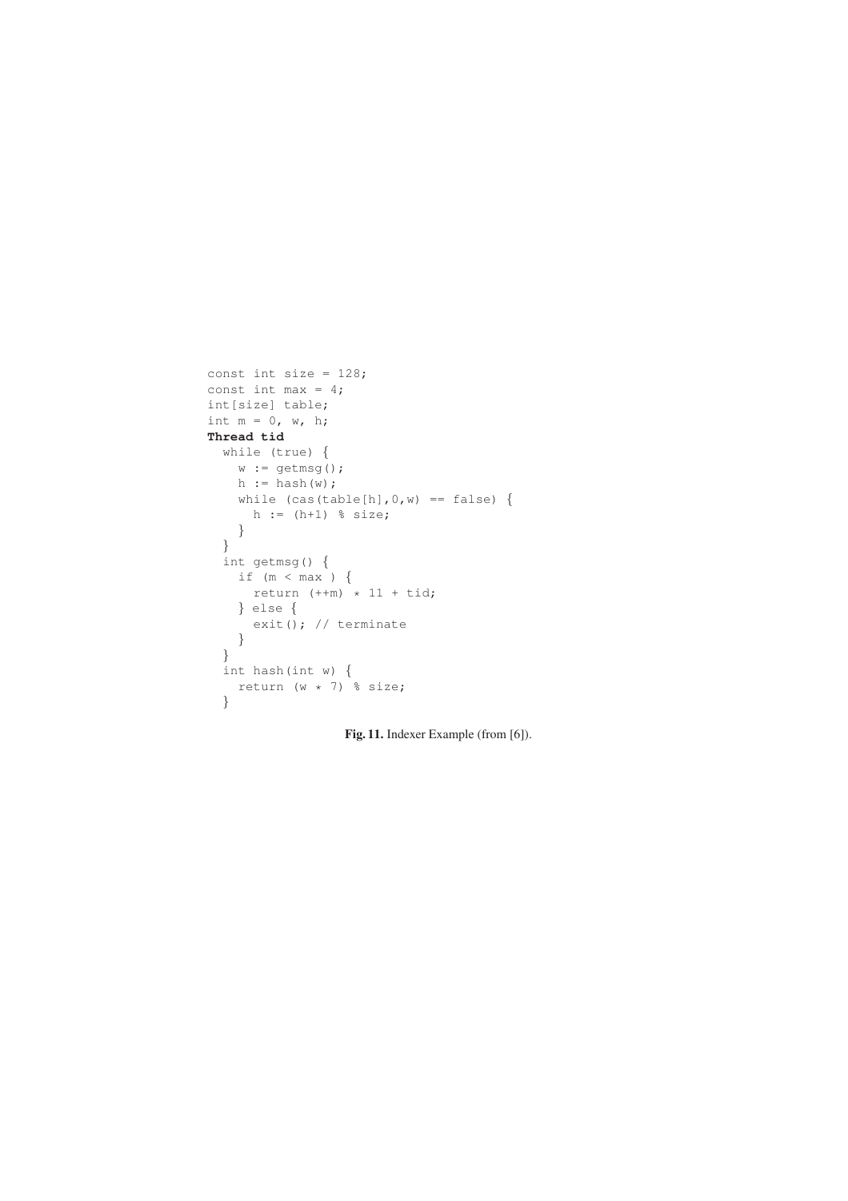```
const int size = 128;
const int max = 4;
int[size] table;
int m = 0, w, h;
Thread tid
  while (true) {
    w := getmsg();
    h := hash(w);
    while (cas(table[h],0,w) == false) {
      h := (h+1) % size;
    }
  }
  int getmsg() {
    if (m < max ) {
      return (++m) * 11 + tid;
    } else {
      exit(); // terminate
    }
  }
  int hash(int w) {
    return (w * 7) % size;
  }
```

**Fig. 11.** Indexer Example (from [6]).